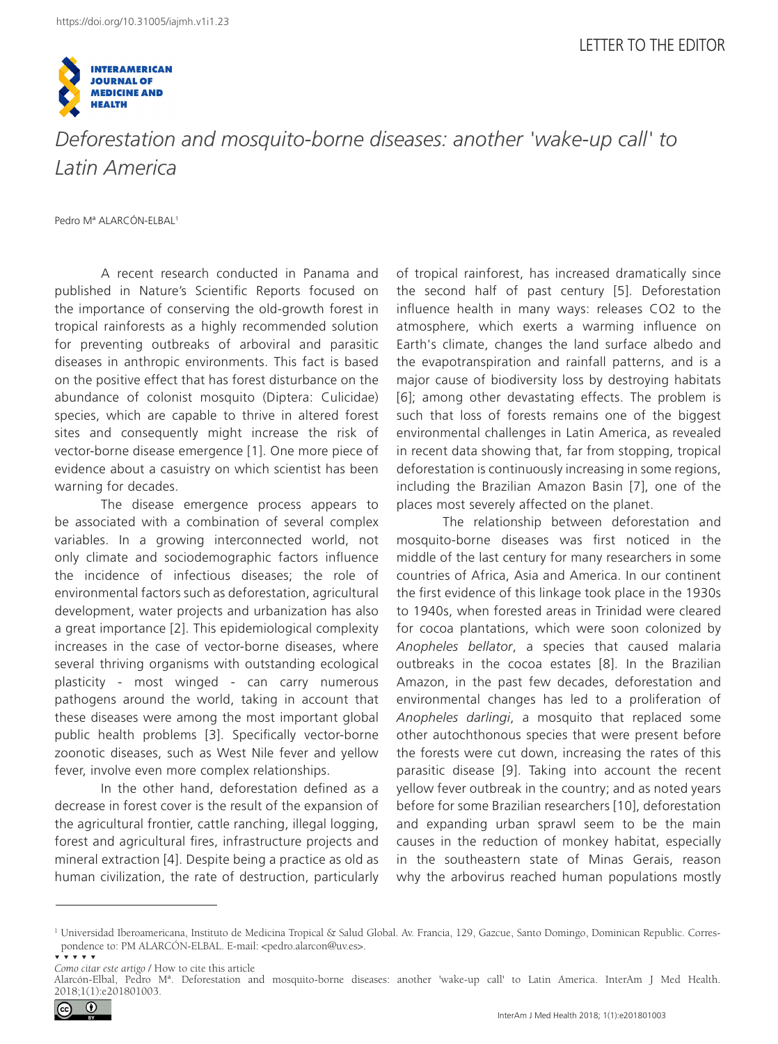https://doi.org/10.31005/iajmh.v1i1.23

LETTER TO THE EDITOR

# *Deforestation and mosquito-borne diseases: another 'wake-up call' to Latin America*

Pedro Mª ALARCÓN-ELBAL[1]

A recent research conducted in Panama and published in Nature's Scientific Reports focused on the importance of conserving the old-growth forest in tropical rainforests as a highly recommended solution for preventing outbreaks of arboviral and parasitic diseases in anthropic environments. This fact is based on the positive effect that has forest disturbance on the abundance of colonist mosquito (Diptera: Culicidae) species, which are capable to thrive in altered forest sites and consequently might increase the risk of vector-borne disease emergence [1]. One more piece of evidence about a casuistry on which scientist has been warning for decades.

The disease emergence process appears to be associated with a combination of several complex variables. In a growing interconnected world, not only climate and sociodemographic factors influence the incidence of infectious diseases; the role of environmental factors such as deforestation, agricultural development, water projects and urbanization has also a great importance [2]. This epidemiological complexity increases in the case of vector-borne diseases, where several thriving organisms with outstanding ecological plasticity - most winged - can carry numerous pathogens around the world, taking in account that these diseases were among the most important global public health problems [3]. Specifically vector-borne zoonotic diseases, such as West Nile fever and yellow fever, involve even more complex relationships.

In the other hand, deforestation defined as a decrease in forest cover is the result of the expansion of the agricultural frontier, cattle ranching, illegal logging, forest and agricultural fires, infrastructure projects and mineral extraction [4]. Despite being a practice as old as human civilization, the rate of destruction, particularly of tropical rainforest, has increased dramatically since the second half of past century [5]. Deforestation influence health in many ways: releases $CO_2$ to the atmosphere, which exerts a warming influence on Earth's climate, changes the land surface albedo and the evapotranspiration and rainfall patterns, and is a major cause of biodiversity loss by destroying habitats [6]; among other devastating effects. The problem is such that loss of forests remains one of the biggest environmental challenges in Latin America, as revealed in recent data showing that, far from stopping, tropical deforestation is continuously increasing in some regions, including the Brazilian Amazon Basin [7], one of the places most severely affected on the planet.

The relationship between deforestation and mosquito-borne diseases was first noticed in the middle of the last century for many researchers in some countries of Africa, Asia and America. In our continent the first evidence of this linkage took place in the 1930s to 1940s, when forested areas in Trinidad were cleared for cocoa plantations, which were soon colonized by *Anopheles bellator*, a species that caused malaria outbreaks in the cocoa estates [8]. In the Brazilian Amazon, in the past few decades, deforestation and environmental changes has led to a proliferation of *Anopheles darlingi*, a mosquito that replaced some other autochthonous species that were present before the forests were cut down, increasing the rates of this parasitic disease [9]. Taking into account the recent yellow fever outbreak in the country; and as noted years before for some Brazilian researchers [10], deforestation and expanding urban sprawl seem to be the main causes in the reduction of monkey habitat, especially in the southeastern state of Minas Gerais, reason why the arbovirus reached human populations mostly

---

[1] Universidad Iberoamericana, Instituto de Medicina Tropical & Salud Global. Av. Francia, 129, Gazcue, Santo Domingo, Dominican Republic. Correspondence to: PM ALARCÓN-ELBAL. E-mail: <pedro.alarcon@uv.es>.

*Como citar este artigo* / How to cite this article
Alarcón-Elbal, Pedro Mª. Deforestation and mosquito-borne diseases: another 'wake-up call' to Latin America. InterAm J Med Health. 2018;1(1):e201801003.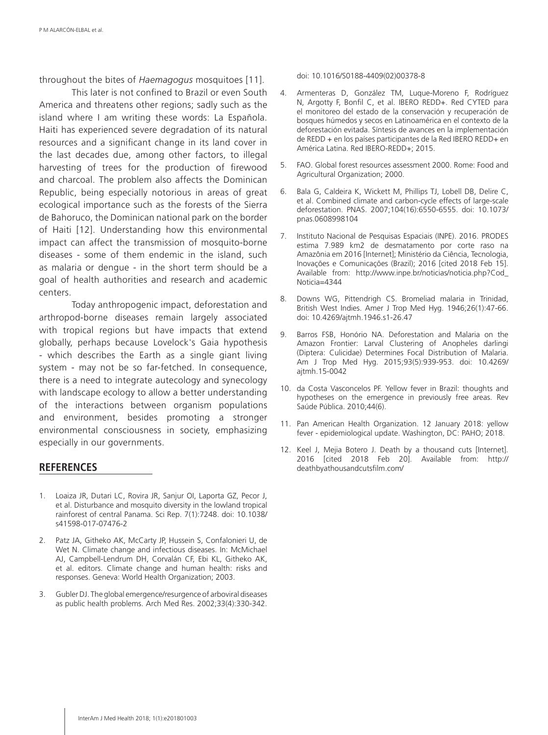throughout the bites of *Haemagogus* mosquitoes [11].

This later is not confined to Brazil or even South America and threatens other regions; sadly such as the island where I am writing these words: La Española. Haiti has experienced severe degradation of its natural resources and a significant change in its land cover in the last decades due, among other factors, to illegal harvesting of trees for the production of firewood and charcoal. The problem also affects the Dominican Republic, being especially notorious in areas of great ecological importance such as the forests of the Sierra de Bahoruco, the Dominican national park on the border of Haiti [12]. Understanding how this environmental impact can affect the transmission of mosquito-borne diseases - some of them endemic in the island, such as malaria or dengue - in the short term should be a goal of health authorities and research and academic centers.

Today anthropogenic impact, deforestation and arthropod-borne diseases remain largely associated with tropical regions but have impacts that extend globally, perhaps because Lovelock's Gaia hypothesis - which describes the Earth as a single giant living system - may not be so far-fetched. In consequence, there is a need to integrate autecology and synecology with landscape ecology to allow a better understanding of the interactions between organism populations and environment, besides promoting a stronger environmental consciousness in society, emphasizing especially in our governments.

## REFERENCES

1. Loaiza JR, Dutari LC, Rovira JR, Sanjur OI, Laporta GZ, Pecor J, et al. Disturbance and mosquito diversity in the lowland tropical rainforest of central Panama. Sci Rep. 7(1):7248. doi: 10.1038/s41598-017-07476-2
2. Patz JA, Githeko AK, McCarty JP, Hussein S, Confalonieri U, de Wet N. Climate change and infectious diseases. In: McMichael AJ, Campbell-Lendrum DH, Corvalán CF, Ebi KL, Githeko AK, et al. editors. Climate change and human health: risks and responses. Geneva: World Health Organization; 2003.
3. Gubler DJ. The global emergence/resurgence of arboviral diseases as public health problems. Arch Med Res. 2002;33(4):330-342. doi: 10.1016/S0188-4409(02)00378-8
4. Armenteras D, González TM, Luque-Moreno F, Rodríguez N, Argotty F, Bonfil C, et al. IBERO REDD+. Red CYTED para el monitoreo del estado de la conservación y recuperación de bosques húmedos y secos en Latinoamérica en el contexto de la deforestación evitada. Síntesis de avances en la implementación de REDD + en los países participantes de la Red IBERO REDD+ en América Latina. Red IBERO-REDD+; 2015.
5. FAO. Global forest resources assessment 2000. Rome: Food and Agricultural Organization; 2000.
6. Bala G, Caldeira K, Wickett M, Phillips TJ, Lobell DB, Delire C, et al. Combined climate and carbon-cycle effects of large-scale deforestation. PNAS. 2007;104(16):6550-6555. doi: 10.1073/pnas.0608998104
7. Instituto Nacional de Pesquisas Espaciais (INPE). 2016. PRODES estima 7.989 km2 de desmatamento por corte raso na Amazônia em 2016 [Internet]; Ministério da Ciência, Tecnologia, Inovações e Comunicações (Brazil); 2016 [cited 2018 Feb 15]. Available from: http://www.inpe.br/noticias/noticia.php?Cod_Noticia=4344
8. Downs WG, Pittendrigh CS. Bromeliad malaria in Trinidad, British West Indies. Amer J Trop Med Hyg. 1946;26(1):47-66. doi: 10.4269/ajtmh.1946.s1-26.47
9. Barros FSB, Honório NA. Deforestation and Malaria on the Amazon Frontier: Larval Clustering of Anopheles darlingi (Diptera: Culicidae) Determines Focal Distribution of Malaria. Am J Trop Med Hyg. 2015;93(5):939-953. doi: 10.4269/ajtmh.15-0042
10. da Costa Vasconcelos PF. Yellow fever in Brazil: thoughts and hypotheses on the emergence in previously free areas. Rev Saúde Pública. 2010;44(6).
11. Pan American Health Organization. 12 January 2018: yellow fever - epidemiological update. Washington, DC: PAHO; 2018.
12. Keel J, Mejia Botero J. Death by a thousand cuts [Internet]. 2016 [cited 2018 Feb 20]. Available from: http://deathbyathousandcutsfilm.com/